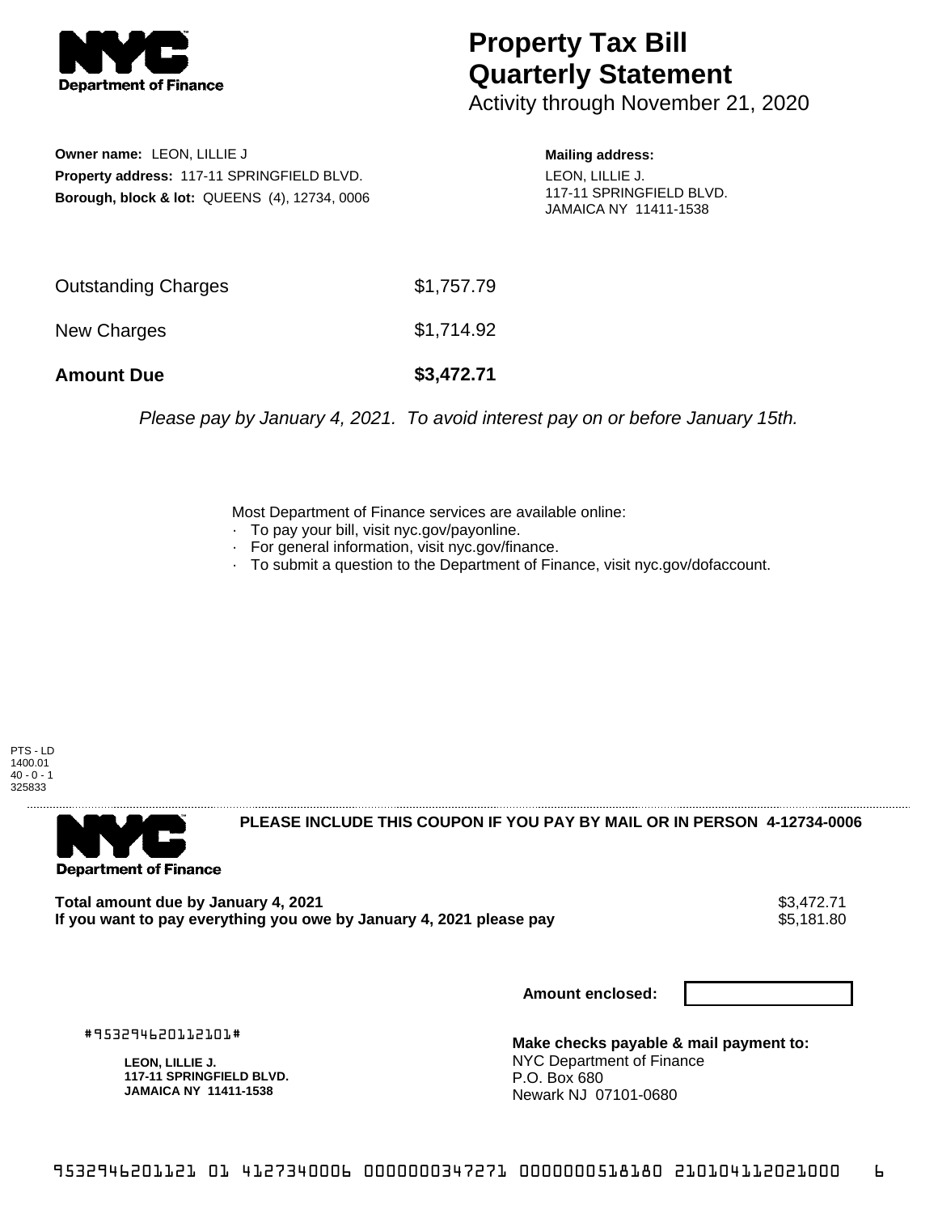# Property Tax Bill Quarterly Statement

Activity through November 21, 2020

**Owner name:** LEON, LILLIE J
**Property address:** 117-11 SPRINGFIELD BLVD.
**Borough, block & lot:** QUEENS (4), 12734, 0006

**Mailing address:**
LEON, LILLIE J.
117-11 SPRINGFIELD BLVD.
JAMAICA NY 11411-1538

| | |
|---|---|
| Outstanding Charges | $1,757.79 |
| New Charges | $1,714.92 |
| **Amount Due** | **$3,472.71** |

*Please pay by January 4, 2021. To avoid interest pay on or before January 15th.*

Most Department of Finance services are available online:
- To pay your bill, visit nyc.gov/payonline.
- For general information, visit nyc.gov/finance.
- To submit a question to the Department of Finance, visit nyc.gov/dofaccount.

PTS - LD
1400.01
40 - 0 - 1
325833

**PLEASE INCLUDE THIS COUPON IF YOU PAY BY MAIL OR IN PERSON 4-12734-0006**

| | |
|---|---|
| **Total amount due by January 4, 2021** | $3,472.71 |
| **If you want to pay everything you owe by January 4, 2021 please pay** | $5,181.80 |

**Amount enclosed:**

#953294620112101#

**LEON, LILLIE J.**
**117-11 SPRINGFIELD BLVD.**
**JAMAICA NY 11411-1538**

**Make checks payable & mail payment to:**
NYC Department of Finance
P.O. Box 680
Newark NJ 07101-0680

9532946201121 01 4127340006 0000000347271 0000000518180 210104112021000 6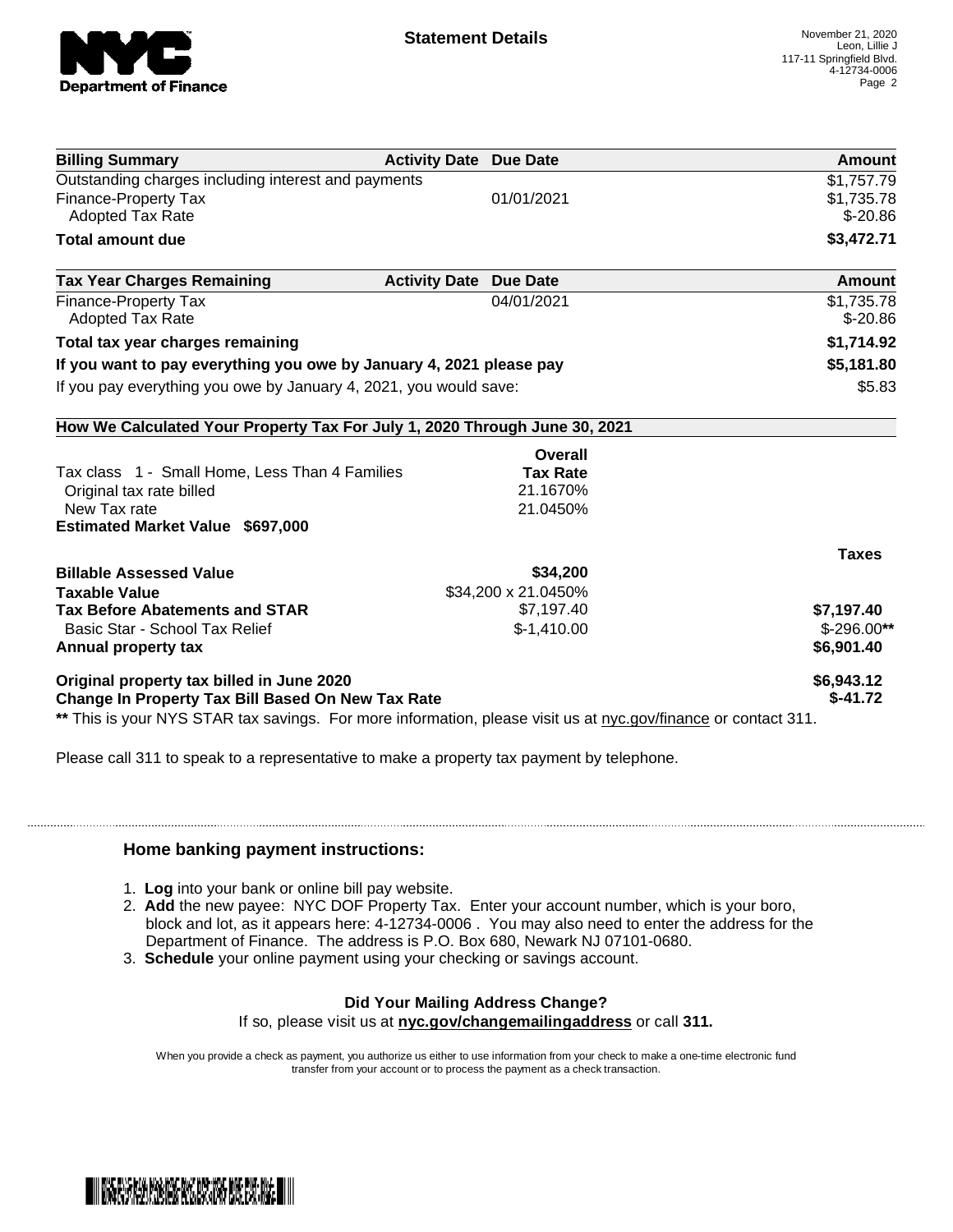**Statement Details**

November 21, 2020
Leon, Lillie J
117-11 Springfield Blvd.
4-12734-0006

| Billing Summary | Activity Date | Due Date | Amount |
|---|---|---|---|
| Outstanding charges including interest and payments | | | $1,757.79 |
| Finance-Property Tax | | 01/01/2021 | $1,735.78 |
| Adopted Tax Rate | | | $-20.86 |
| **Total amount due** | | | **$3,472.71** |

| Tax Year Charges Remaining | Activity Date | Due Date | Amount |
|---|---|---|---|
| Finance-Property Tax | | 04/01/2021 | $1,735.78 |
| Adopted Tax Rate | | | $-20.86 |
| **Total tax year charges remaining** | | | **$1,714.92** |
| **If you want to pay everything you owe by January 4, 2021 please pay** | | | **$5,181.80** |
| If you pay everything you owe by January 4, 2021, you would save: | | | $5.83 |

**How We Calculated Your Property Tax For July 1, 2020 Through June 30, 2021**

| | Overall Tax Rate | Taxes |
|---|---|---|
| Tax class 1 - Small Home, Less Than 4 Families | | |
| Original tax rate billed | 21.1670% | |
| New Tax rate | 21.0450% | |
| **Estimated Market Value $697,000** | | |
| **Billable Assessed Value** | **$34,200** | |
| **Taxable Value** | $34,200 x 21.0450% | |
| **Tax Before Abatements and STAR** | $7,197.40 | **$7,197.40** |
| Basic Star - School Tax Relief | $-1,410.00 | $-296.00** |
| **Annual property tax** | | **$6,901.40** |
| **Original property tax billed in June 2020** | | **$6,943.12** |
| **Change In Property Tax Bill Based On New Tax Rate** | | **$-41.72** |

** This is your NYS STAR tax savings. For more information, please visit us at nyc.gov/finance or contact 311.

Please call 311 to speak to a representative to make a property tax payment by telephone.

### Home banking payment instructions:

1. **Log** into your bank or online bill pay website.
2. **Add** the new payee: NYC DOF Property Tax. Enter your account number, which is your boro, block and lot, as it appears here: 4-12734-0006 . You may also need to enter the address for the Department of Finance. The address is P.O. Box 680, Newark NJ 07101-0680.
3. **Schedule** your online payment using your checking or savings account.

**Did Your Mailing Address Change?**

If so, please visit us at **nyc.gov/changemailingaddress** or call **311.**

When you provide a check as payment, you authorize us either to use information from your check to make a one-time electronic fund transfer from your account or to process the payment as a check transaction.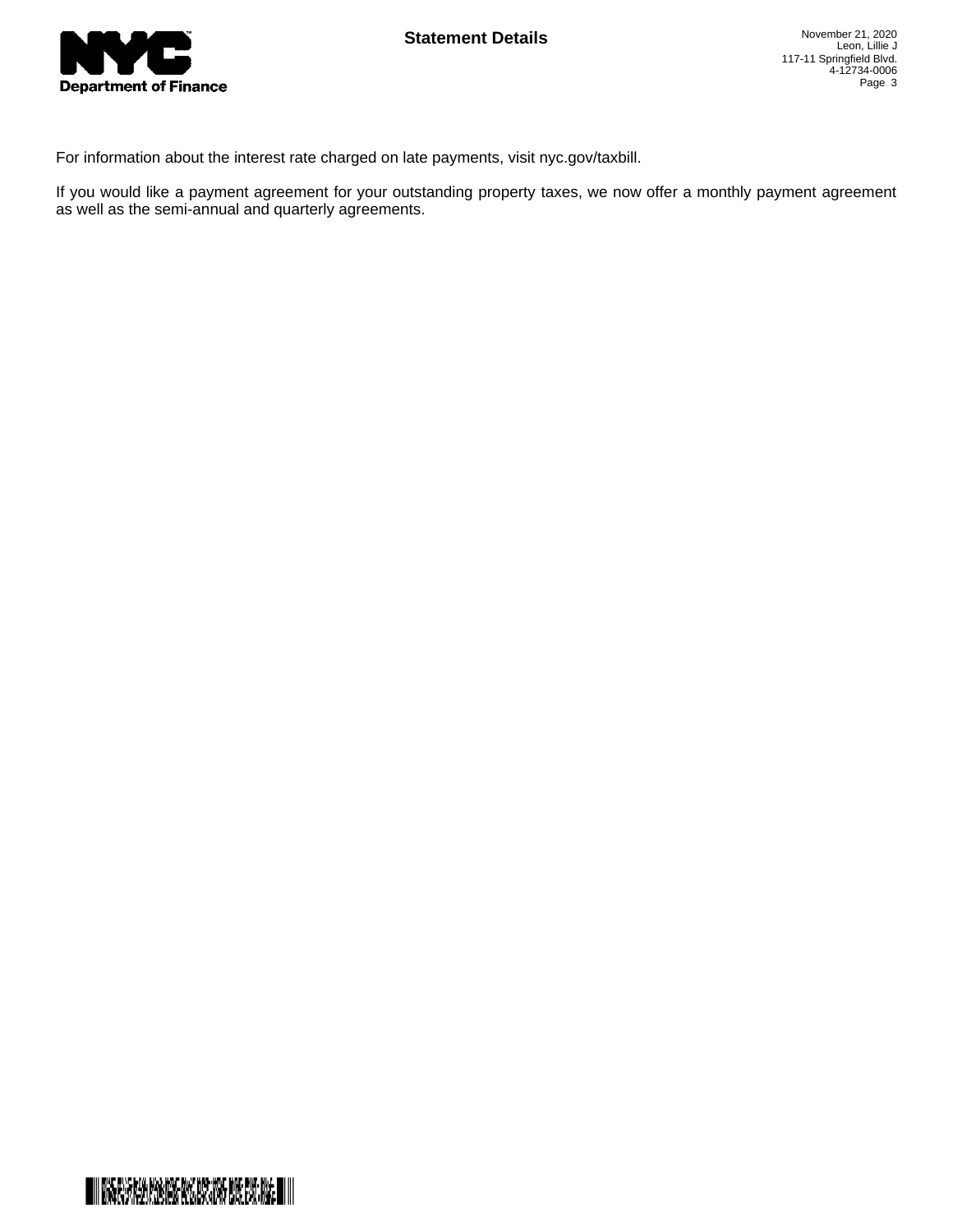For information about the interest rate charged on late payments, visit nyc.gov/taxbill.

If you would like a payment agreement for your outstanding property taxes, we now offer a monthly payment agreement as well as the semi-annual and quarterly agreements.